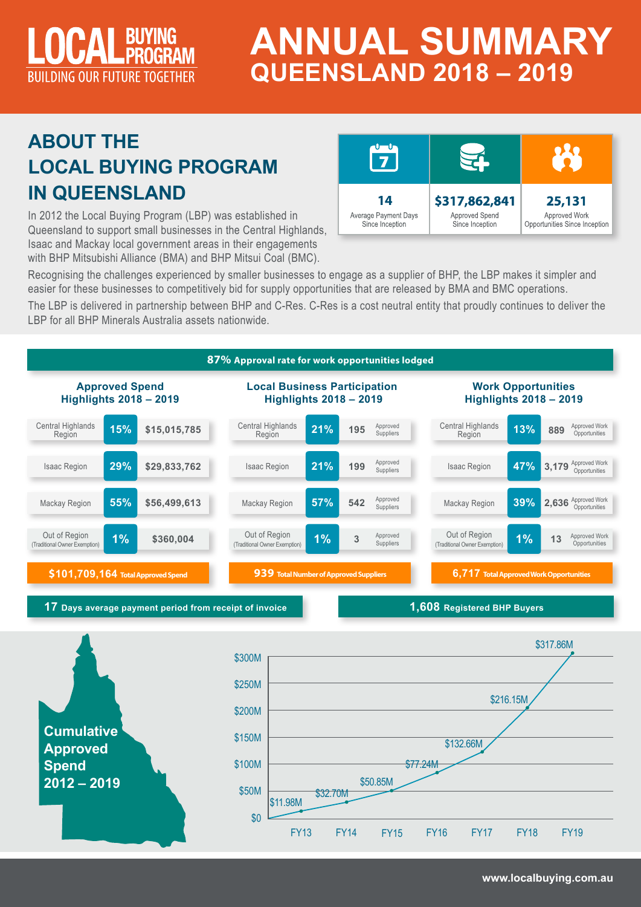# LOCAL BUYING PROGRAM

BUILDING OUR FUTURE TOGETHER

# ANNUAL SUMMARY

## QUEENSLAND 2018 – 2019

## ABOUT THE LOCAL BUYING PROGRAM IN QUEENSLAND

In 2012 the Local Buying Program (LBP) was established in Queensland to support small businesses in the Central Highlands, Isaac and Mackay local government areas in their engagements with BHP Mitsubishi Alliance (BMA) and BHP Mitsui Coal (BMC).

| 14 | $317,862,841 | 25,131 |
|---|---|---|
| Average Payment Days Since Inception | Approved Spend Since Inception | Approved Work Opportunities Since Inception |

Recognising the challenges experienced by smaller businesses to engage as a supplier of BHP, the LBP makes it simpler and easier for these businesses to competitively bid for supply opportunities that are released by BMA and BMC operations.

The LBP is delivered in partnership between BHP and C-Res. C-Res is a cost neutral entity that proudly continues to deliver the LBP for all BHP Minerals Australia assets nationwide.

**87% Approval rate for work opportunities lodged**

### Approved Spend Highlights 2018 – 2019

| Region | % | Approved Spend |
|---|---|---|
| Central Highlands Region | 15% | $15,015,785 |
| Isaac Region | 29% | $29,833,762 |
| Mackay Region | 55% | $56,499,613 |
| Out of Region (Traditional Owner Exemption) | 1% | $360,004 |

**$101,709,164 Total Approved Spend**

### Local Business Participation Highlights 2018 – 2019

| Region | % | Approved Suppliers |
|---|---|---|
| Central Highlands Region | 21% | 195 |
| Isaac Region | 21% | 199 |
| Mackay Region | 57% | 542 |
| Out of Region (Traditional Owner Exemption) | 1% | 3 |

**939 Total Number of Approved Suppliers**

### Work Opportunities Highlights 2018 – 2019

| Region | % | Approved Work Opportunities |
|---|---|---|
| Central Highlands Region | 13% | 889 |
| Isaac Region | 47% | 3,179 |
| Mackay Region | 39% | 2,636 |
| Out of Region (Traditional Owner Exemption) | 1% | 13 |

**6,717 Total Approved Work Opportunities**

**17 Days average payment period from receipt of invoice**

**1,608 Registered BHP Buyers**

### Cumulative Approved Spend 2012 – 2019

| Year | Cumulative Approved Spend |
|---|---|
| FY13 | $11.98M |
| FY14 | $32.70M |
| FY15 | $50.85M |
| FY16 | $77.24M |
| FY17 | $132.66M |
| FY18 | $216.15M |
| FY19 | $317.86M |

www.localbuying.com.au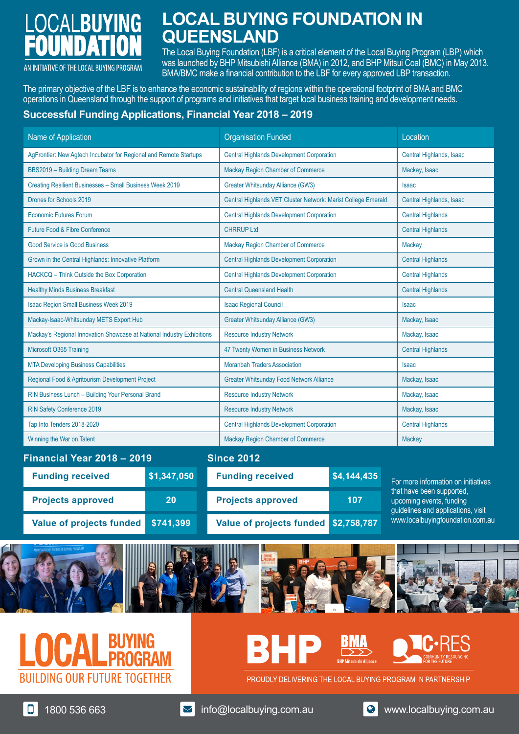LOCAL BUYING FOUNDATION

AN INITIATIVE OF THE LOCAL BUYING PROGRAM

# LOCAL BUYING FOUNDATION IN QUEENSLAND

The Local Buying Foundation (LBF) is a critical element of the Local Buying Program (LBP) which was launched by BHP Mitsubishi Alliance (BMA) in 2012, and BHP Mitsui Coal (BMC) in May 2013. BMA/BMC make a financial contribution to the LBF for every approved LBP transaction.

The primary objective of the LBF is to enhance the economic sustainability of regions within the operational footprint of BMA and BMC operations in Queensland through the support of programs and initiatives that target local business training and development needs.

## Successful Funding Applications, Financial Year 2018 – 2019

| Name of Application | Organisation Funded | Location |
|---|---|---|
| AgFrontier: New Agtech Incubator for Regional and Remote Startups | Central Highlands Development Corporation | Central Highlands, Isaac |
| BBS2019 – Building Dream Teams | Mackay Region Chamber of Commerce | Mackay, Isaac |
| Creating Resilient Businesses – Small Business Week 2019 | Greater Whitsunday Alliance (GW3) | Isaac |
| Drones for Schools 2019 | Central Highlands VET Cluster Network: Marist College Emerald | Central Highlands, Isaac |
| Economic Futures Forum | Central Highlands Development Corporation | Central Highlands |
| Future Food & Fibre Conference | CHRRUP Ltd | Central Highlands |
| Good Service is Good Business | Mackay Region Chamber of Commerce | Mackay |
| Grown in the Central Highlands: Innovative Platform | Central Highlands Development Corporation | Central Highlands |
| HACKCQ – Think Outside the Box Corporation | Central Highlands Development Corporation | Central Highlands |
| Healthy Minds Business Breakfast | Central Queensland Health | Central Highlands |
| Isaac Region Small Business Week 2019 | Isaac Regional Council | Isaac |
| Mackay-Isaac-Whitsunday METS Export Hub | Greater Whitsunday Alliance (GW3) | Mackay, Isaac |
| Mackay's Regional Innovation Showcase at National Industry Exhibitions | Resource Industry Network | Mackay, Isaac |
| Microsoft O365 Training | 47 Twenty Women in Business Network | Central Highlands |
| MTA Developing Business Capabilities | Moranbah Traders Association | Isaac |
| Regional Food & Agritourism Development Project | Greater Whitsunday Food Network Alliance | Mackay, Isaac |
| RIN Business Lunch – Building Your Personal Brand | Resource Industry Network | Mackay, Isaac |
| RIN Safety Conference 2019 | Resource Industry Network | Mackay, Isaac |
| Tap Into Tenders 2018-2020 | Central Highlands Development Corporation | Central Highlands |
| Winning the War on Talent | Mackay Region Chamber of Commerce | Mackay |

### Financial Year 2018 – 2019

| | |
|---|---|
| Funding received | $1,347,050 |
| Projects approved | 20 |
| Value of projects funded | $741,399 |

### Since 2012

| | |
|---|---|
| Funding received | $4,144,435 |
| Projects approved | 107 |
| Value of projects funded | $2,758,787 |

For more information on initiatives that have been supported, upcoming events, funding guidelines and applications, visit www.localbuyingfoundation.com.au

LOCAL BUYING PROGRAM

BUILDING OUR FUTURE TOGETHER

BHP BMA BHP Mitsubishi Alliance C·RES COMMUNITY RESOURCING FOR THE FUTURE

PROUDLY DELIVERING THE LOCAL BUYING PROGRAM IN PARTNERSHIP

1800 536 663 info@localbuying.com.au www.localbuying.com.au